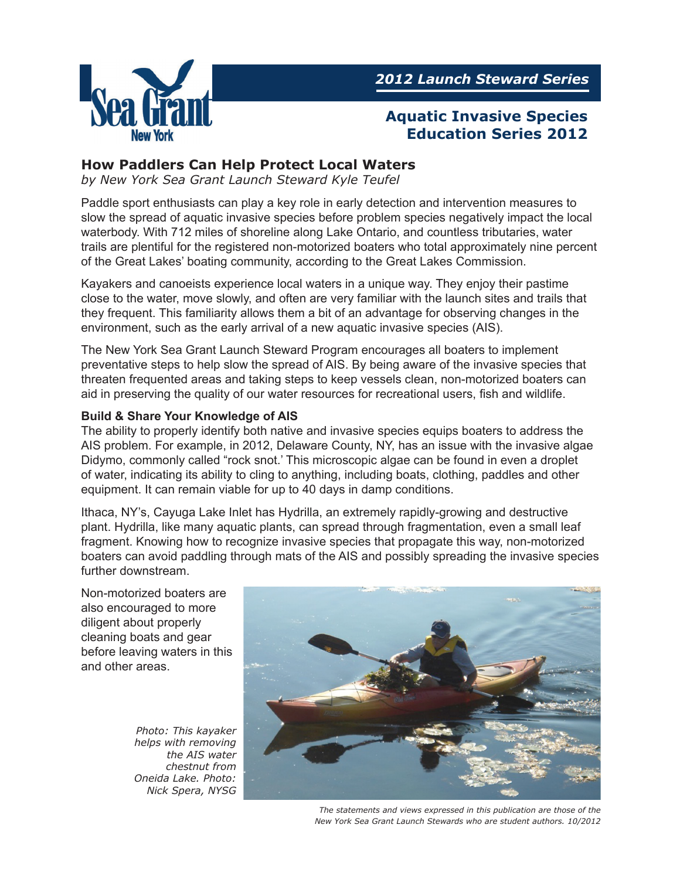*2012 Launch Steward Series*

**Aquatic Invasive Species Education Series 2012**

## How Paddlers Can Help Protect Local Waters

*by New York Sea Grant Launch Steward Kyle Teufel*

Paddle sport enthusiasts can play a key role in early detection and intervention measures to slow the spread of aquatic invasive species before problem species negatively impact the local waterbody. With 712 miles of shoreline along Lake Ontario, and countless tributaries, water trails are plentiful for the registered non-motorized boaters who total approximately nine percent of the Great Lakes' boating community, according to the Great Lakes Commission.

Kayakers and canoeists experience local waters in a unique way. They enjoy their pastime close to the water, move slowly, and often are very familiar with the launch sites and trails that they frequent. This familiarity allows them a bit of an advantage for observing changes in the environment, such as the early arrival of a new aquatic invasive species (AIS).

The New York Sea Grant Launch Steward Program encourages all boaters to implement preventative steps to help slow the spread of AIS. By being aware of the invasive species that threaten frequented areas and taking steps to keep vessels clean, non-motorized boaters can aid in preserving the quality of our water resources for recreational users, fish and wildlife.

### Build & Share Your Knowledge of AIS

The ability to properly identify both native and invasive species equips boaters to address the AIS problem. For example, in 2012, Delaware County, NY, has an issue with the invasive algae Didymo, commonly called "rock snot.' This microscopic algae can be found in even a droplet of water, indicating its ability to cling to anything, including boats, clothing, paddles and other equipment. It can remain viable for up to 40 days in damp conditions.

Ithaca, NY's, Cayuga Lake Inlet has Hydrilla, an extremely rapidly-growing and destructive plant. Hydrilla, like many aquatic plants, can spread through fragmentation, even a small leaf fragment. Knowing how to recognize invasive species that propagate this way, non-motorized boaters can avoid paddling through mats of the AIS and possibly spreading the invasive species further downstream.

Non-motorized boaters are also encouraged to more diligent about properly cleaning boats and gear before leaving waters in this and other areas.

*Photo: This kayaker helps with removing the AIS water chestnut from Oneida Lake. Photo: Nick Spera, NYSG*

*The statements and views expressed in this publication are those of the New York Sea Grant Launch Stewards who are student authors. 10/2012*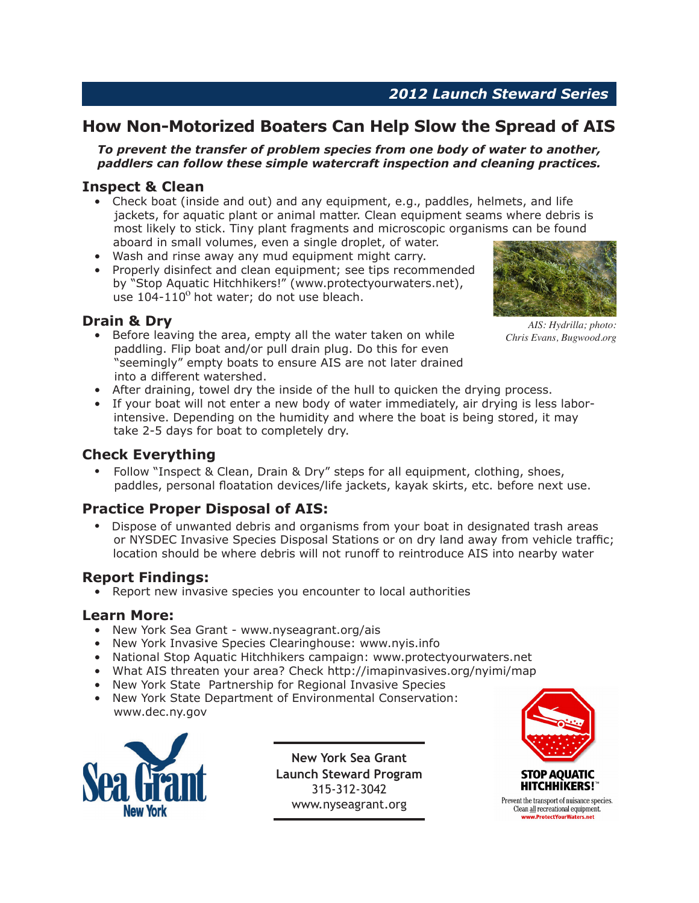*2012 Launch Steward Series*

# How Non-Motorized Boaters Can Help Slow the Spread of AIS

***To prevent the transfer of problem species from one body of water to another, paddlers can follow these simple watercraft inspection and cleaning practices.***

## Inspect & Clean

- Check boat (inside and out) and any equipment, e.g., paddles, helmets, and life jackets, for aquatic plant or animal matter. Clean equipment seams where debris is most likely to stick. Tiny plant fragments and microscopic organisms can be found aboard in small volumes, even a single droplet, of water.
- Wash and rinse away any mud equipment might carry.
- Properly disinfect and clean equipment; see tips recommended by "Stop Aquatic Hitchhikers!" (www.protectyourwaters.net), use 104-110$^{o}$ hot water; do not use bleach.

*AIS: Hydrilla; photo: Chris Evans, Bugwood.org*

## Drain & Dry

- Before leaving the area, empty all the water taken on while paddling. Flip boat and/or pull drain plug. Do this for even "seemingly" empty boats to ensure AIS are not later drained into a different watershed.
- After draining, towel dry the inside of the hull to quicken the drying process.
- If your boat will not enter a new body of water immediately, air drying is less labor-intensive. Depending on the humidity and where the boat is being stored, it may take 2-5 days for boat to completely dry.

## Check Everything

- Follow "Inspect & Clean, Drain & Dry" steps for all equipment, clothing, shoes, paddles, personal floatation devices/life jackets, kayak skirts, etc. before next use.

## Practice Proper Disposal of AIS:

- Dispose of unwanted debris and organisms from your boat in designated trash areas or NYSDEC Invasive Species Disposal Stations or on dry land away from vehicle traffic; location should be where debris will not runoff to reintroduce AIS into nearby water

## Report Findings:

- Report new invasive species you encounter to local authorities

## Learn More:

- New York Sea Grant - www.nyseagrant.org/ais
- New York Invasive Species Clearinghouse: www.nyis.info
- National Stop Aquatic Hitchhikers campaign: www.protectyourwaters.net
- What AIS threaten your area? Check http://imapinvasives.org/nyimi/map
- New York State Partnership for Regional Invasive Species
- New York State Department of Environmental Conservation: www.dec.ny.gov

Sea Grant New York

**New York Sea Grant**
**Launch Steward Program**
315-312-3042
www.nyseagrant.org

STOP AQUATIC HITCHHIKERS!™
Prevent the transport of nuisance species. Clean all recreational equipment.
www.ProtectYourWaters.net